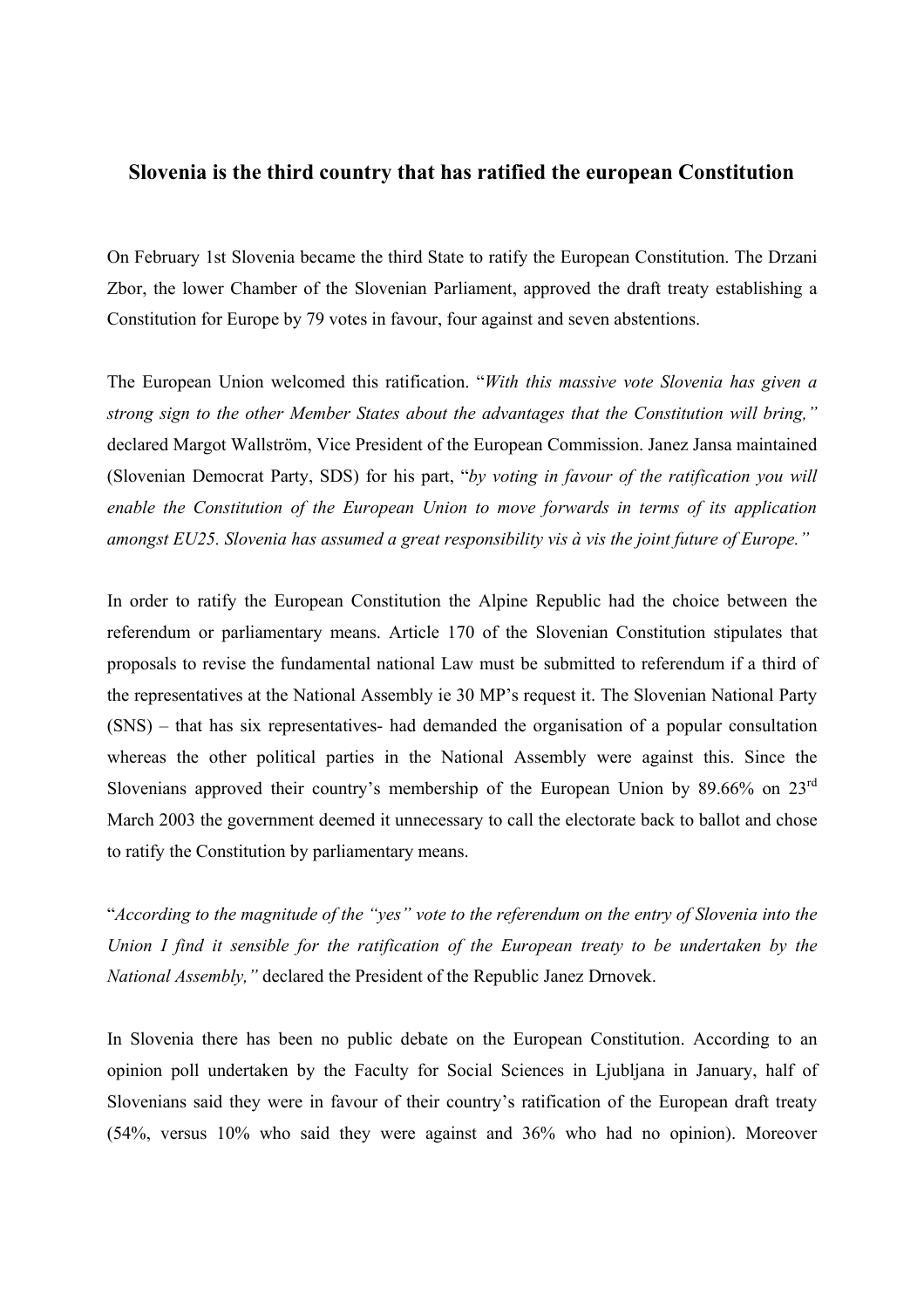# Slovenia is the third country that has ratified the european Constitution

On February 1st Slovenia became the third State to ratify the European Constitution. The Drzani Zbor, the lower Chamber of the Slovenian Parliament, approved the draft treaty establishing a Constitution for Europe by 79 votes in favour, four against and seven abstentions.

The European Union welcomed this ratification. "*With this massive vote Slovenia has given a strong sign to the other Member States about the advantages that the Constitution will bring,"* declared Margot Wallström, Vice President of the European Commission. Janez Jansa maintained (Slovenian Democrat Party, SDS) for his part, "*by voting in favour of the ratification you will enable the Constitution of the European Union to move forwards in terms of its application amongst EU25. Slovenia has assumed a great responsibility vis à vis the joint future of Europe."*

In order to ratify the European Constitution the Alpine Republic had the choice between the referendum or parliamentary means. Article 170 of the Slovenian Constitution stipulates that proposals to revise the fundamental national Law must be submitted to referendum if a third of the representatives at the National Assembly ie 30 MP's request it. The Slovenian National Party (SNS) – that has six representatives- had demanded the organisation of a popular consultation whereas the other political parties in the National Assembly were against this. Since the Slovenians approved their country's membership of the European Union by 89.66% on 23rd March 2003 the government deemed it unnecessary to call the electorate back to ballot and chose to ratify the Constitution by parliamentary means.

"*According to the magnitude of the "yes" vote to the referendum on the entry of Slovenia into the Union I find it sensible for the ratification of the European treaty to be undertaken by the National Assembly,"* declared the President of the Republic Janez Drnovek.

In Slovenia there has been no public debate on the European Constitution. According to an opinion poll undertaken by the Faculty for Social Sciences in Ljubljana in January, half of Slovenians said they were in favour of their country's ratification of the European draft treaty (54%, versus 10% who said they were against and 36% who had no opinion). Moreover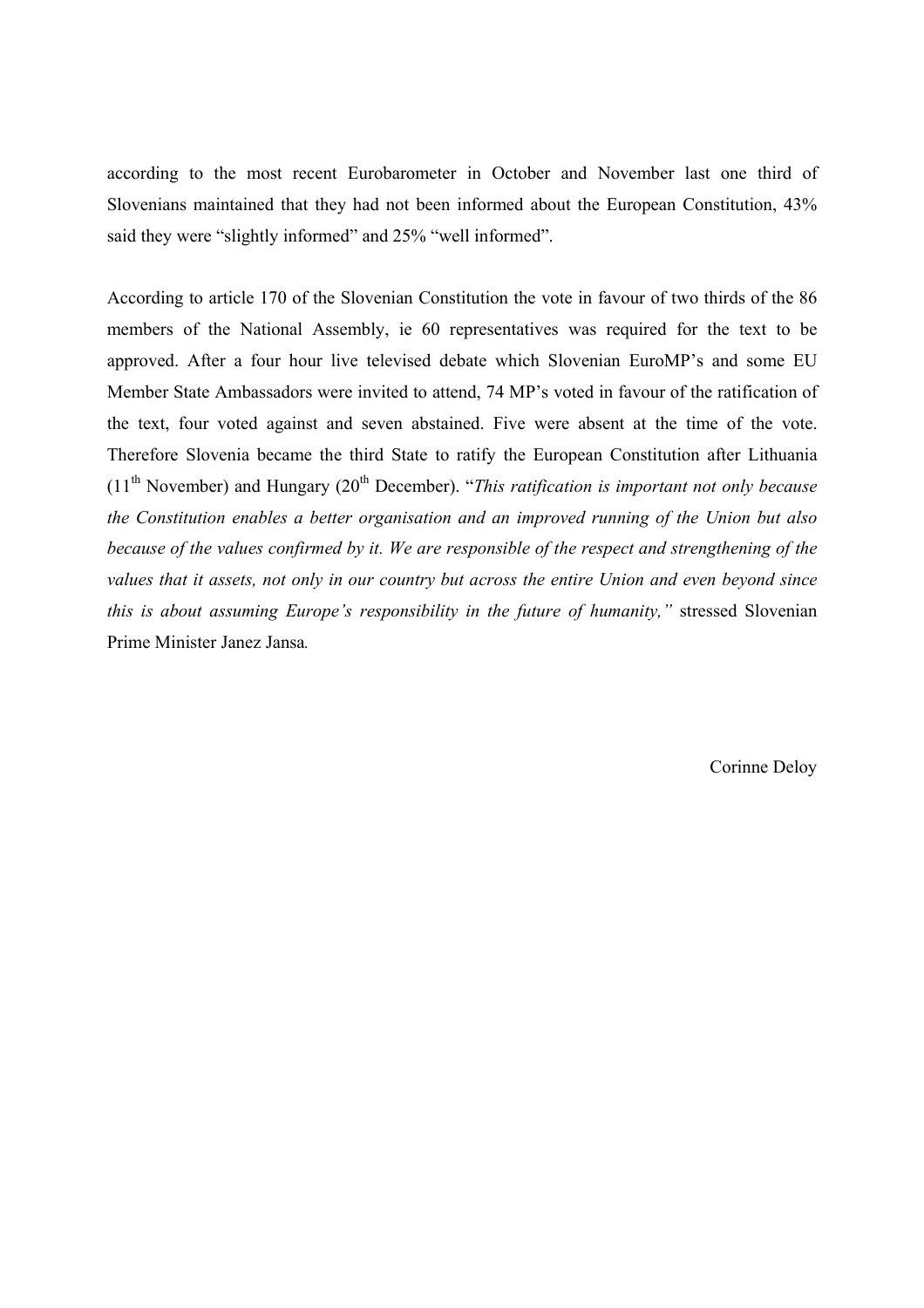according to the most recent Eurobarometer in October and November last one third of Slovenians maintained that they had not been informed about the European Constitution, 43% said they were "slightly informed" and 25% "well informed".

According to article 170 of the Slovenian Constitution the vote in favour of two thirds of the 86 members of the National Assembly, ie 60 representatives was required for the text to be approved. After a four hour live televised debate which Slovenian EuroMP's and some EU Member State Ambassadors were invited to attend, 74 MP's voted in favour of the ratification of the text, four voted against and seven abstained. Five were absent at the time of the vote. Therefore Slovenia became the third State to ratify the European Constitution after Lithuania (11th November) and Hungary (20th December). "*This ratification is important not only because the Constitution enables a better organisation and an improved running of the Union but also because of the values confirmed by it. We are responsible of the respect and strengthening of the values that it assets, not only in our country but across the entire Union and even beyond since this is about assuming Europe's responsibility in the future of humanity,"* stressed Slovenian Prime Minister Janez Jansa.

Corinne Deloy